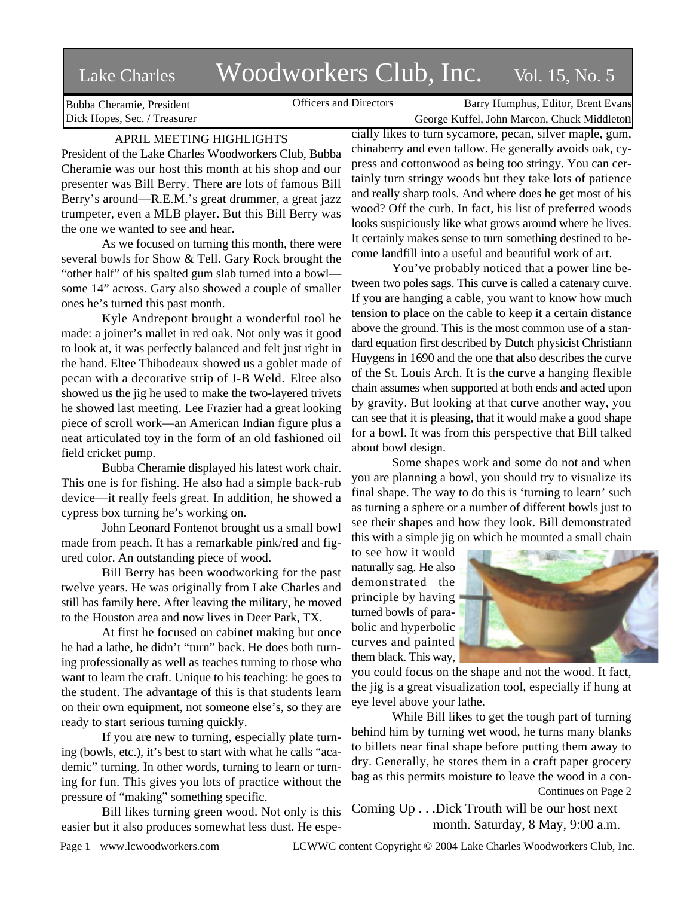# Lake Charles Woodworkers Club, Inc. Vol. 15, No. 5

Bubba Cheramie, President
Dick Hopes, Sec. / Treasurer

Officers and Directors

Barry Humphus, Editor, Brent Evans
George Kuffel, John Marcon, Chuck Middleton

## APRIL MEETING HIGHLIGHTS

President of the Lake Charles Woodworkers Club, Bubba Cheramie was our host this month at his shop and our presenter was Bill Berry. There are lots of famous Bill Berry's around—R.E.M.'s great drummer, a great jazz trumpeter, even a MLB player. But this Bill Berry was the one we wanted to see and hear.

As we focused on turning this month, there were several bowls for Show & Tell. Gary Rock brought the "other half" of his spalted gum slab turned into a bowl—some 14" across. Gary also showed a couple of smaller ones he's turned this past month.

Kyle Andrepont brought a wonderful tool he made: a joiner's mallet in red oak. Not only was it good to look at, it was perfectly balanced and felt just right in the hand. Eltee Thibodeaux showed us a goblet made of pecan with a decorative strip of J-B Weld. Eltee also showed us the jig he used to make the two-layered trivets he showed last meeting. Lee Frazier had a great looking piece of scroll work—an American Indian figure plus a neat articulated toy in the form of an old fashioned oil field cricket pump.

Bubba Cheramie displayed his latest work chair. This one is for fishing. He also had a simple back-rub device—it really feels great. In addition, he showed a cypress box turning he's working on.

John Leonard Fontenot brought us a small bowl made from peach. It has a remarkable pink/red and figured color. An outstanding piece of wood.

Bill Berry has been woodworking for the past twelve years. He was originally from Lake Charles and still has family here. After leaving the military, he moved to the Houston area and now lives in Deer Park, TX.

At first he focused on cabinet making but once he had a lathe, he didn't "turn" back. He does both turning professionally as well as teaches turning to those who want to learn the craft. Unique to his teaching: he goes to the student. The advantage of this is that students learn on their own equipment, not someone else's, so they are ready to start serious turning quickly.

If you are new to turning, especially plate turning (bowls, etc.), it's best to start with what he calls "academic" turning. In other words, turning to learn or turning for fun. This gives you lots of practice without the pressure of "making" something specific.

Bill likes turning green wood. Not only is this easier but it also produces somewhat less dust. He especially likes to turn sycamore, pecan, silver maple, gum, chinaberry and even tallow. He generally avoids oak, cypress and cottonwood as being too stringy. You can certainly turn stringy woods but they take lots of patience and really sharp tools. And where does he get most of his wood? Off the curb. In fact, his list of preferred woods looks suspiciously like what grows around where he lives. It certainly makes sense to turn something destined to become landfill into a useful and beautiful work of art.

You've probably noticed that a power line between two poles sags. This curve is called a catenary curve. If you are hanging a cable, you want to know how much tension to place on the cable to keep it a certain distance above the ground. This is the most common use of a standard equation first described by Dutch physicist Christiann Huygens in 1690 and the one that also describes the curve of the St. Louis Arch. It is the curve a hanging flexible chain assumes when supported at both ends and acted upon by gravity. But looking at that curve another way, you can see that it is pleasing, that it would make a good shape for a bowl. It was from this perspective that Bill talked about bowl design.

Some shapes work and some do not and when you are planning a bowl, you should try to visualize its final shape. The way to do this is 'turning to learn' such as turning a sphere or a number of different bowls just to see their shapes and how they look. Bill demonstrated this with a simple jig on which he mounted a small chain to see how it would naturally sag. He also demonstrated the principle by having turned bowls of parabolic and hyperbolic curves and painted them black. This way, you could focus on the shape and not the wood. It fact, the jig is a great visualization tool, especially if hung at eye level above your lathe.

While Bill likes to get the tough part of turning behind him by turning wet wood, he turns many blanks to billets near final shape before putting them away to dry. Generally, he stores them in a craft paper grocery bag as this permits moisture to leave the wood in a con-

Continues on Page 2

Coming Up . . .Dick Trouth will be our host next month. Saturday, 8 May, 9:00 a.m.

www.lcwoodworkers.com LCWWC content Copyright © 2004 Lake Charles Woodworkers Club, Inc.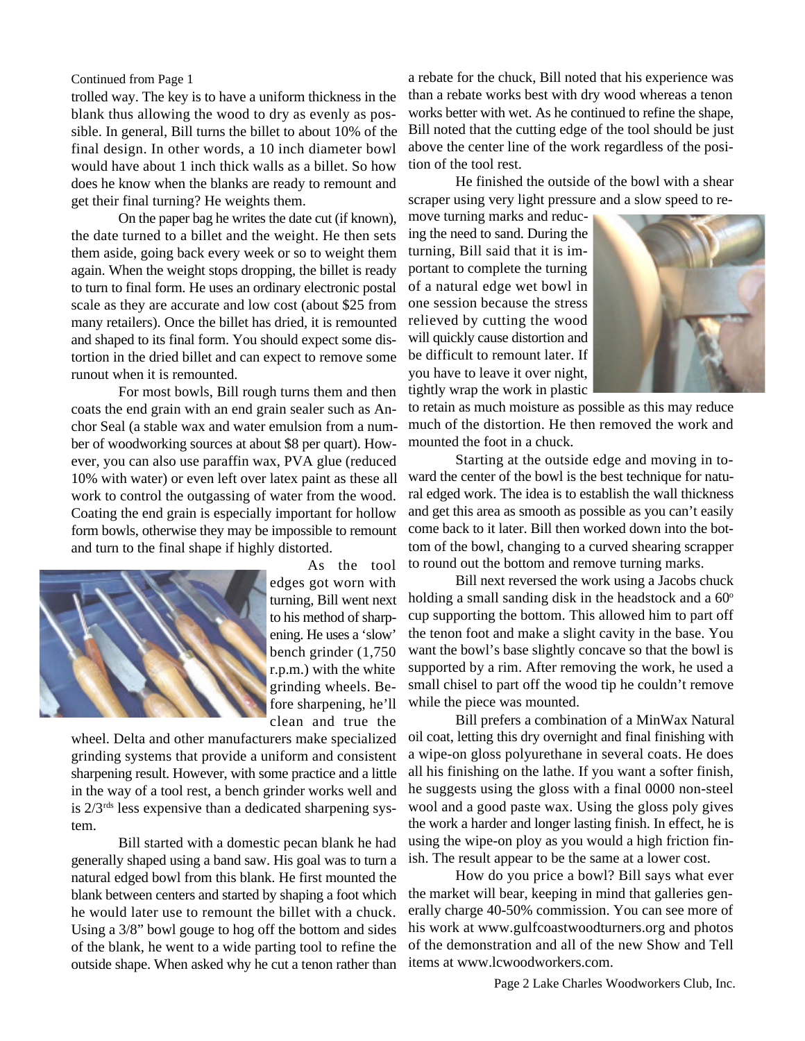Continued from Page 1

trolled way. The key is to have a uniform thickness in the blank thus allowing the wood to dry as evenly as possible. In general, Bill turns the billet to about 10% of the final design. In other words, a 10 inch diameter bowl would have about 1 inch thick walls as a billet. So how does he know when the blanks are ready to remount and get their final turning? He weights them.

On the paper bag he writes the date cut (if known), the date turned to a billet and the weight. He then sets them aside, going back every week or so to weight them again. When the weight stops dropping, the billet is ready to turn to final form. He uses an ordinary electronic postal scale as they are accurate and low cost (about $25 from many retailers). Once the billet has dried, it is remounted and shaped to its final form. You should expect some distortion in the dried billet and can expect to remove some runout when it is remounted.

For most bowls, Bill rough turns them and then coats the end grain with an end grain sealer such as Anchor Seal (a stable wax and water emulsion from a number of woodworking sources at about $8 per quart). However, you can also use paraffin wax, PVA glue (reduced 10% with water) or even left over latex paint as these all work to control the outgassing of water from the wood. Coating the end grain is especially important for hollow form bowls, otherwise they may be impossible to remount and turn to the final shape if highly distorted.

As the tool edges got worn with turning, Bill went next to his method of sharpening. He uses a 'slow' bench grinder (1,750 r.p.m.) with the white grinding wheels. Before sharpening, he'll clean and true the wheel. Delta and other manufacturers make specialized grinding systems that provide a uniform and consistent sharpening result. However, with some practice and a little in the way of a tool rest, a bench grinder works well and is 2/3rds less expensive than a dedicated sharpening system.

Bill started with a domestic pecan blank he had generally shaped using a band saw. His goal was to turn a natural edged bowl from this blank. He first mounted the blank between centers and started by shaping a foot which he would later use to remount the billet with a chuck. Using a 3/8" bowl gouge to hog off the bottom and sides of the blank, he went to a wide parting tool to refine the outside shape. When asked why he cut a tenon rather than a rebate for the chuck, Bill noted that his experience was than a rebate works best with dry wood whereas a tenon works better with wet. As he continued to refine the shape, Bill noted that the cutting edge of the tool should be just above the center line of the work regardless of the position of the tool rest.

He finished the outside of the bowl with a shear scraper using very light pressure and a slow speed to remove turning marks and reducing the need to sand. During the turning, Bill said that it is important to complete the turning of a natural edge wet bowl in one session because the stress relieved by cutting the wood will quickly cause distortion and be difficult to remount later. If you have to leave it over night, tightly wrap the work in plastic to retain as much moisture as possible as this may reduce much of the distortion. He then removed the work and mounted the foot in a chuck.

Starting at the outside edge and moving in toward the center of the bowl is the best technique for natural edged work. The idea is to establish the wall thickness and get this area as smooth as possible as you can't easily come back to it later. Bill then worked down into the bottom of the bowl, changing to a curved shearing scrapper to round out the bottom and remove turning marks.

Bill next reversed the work using a Jacobs chuck holding a small sanding disk in the headstock and a 60° cup supporting the bottom. This allowed him to part off the tenon foot and make a slight cavity in the base. You want the bowl's base slightly concave so that the bowl is supported by a rim. After removing the work, he used a small chisel to part off the wood tip he couldn't remove while the piece was mounted.

Bill prefers a combination of a MinWax Natural oil coat, letting this dry overnight and final finishing with a wipe-on gloss polyurethane in several coats. He does all his finishing on the lathe. If you want a softer finish, he suggests using the gloss with a final 0000 non-steel wool and a good paste wax. Using the gloss poly gives the work a harder and longer lasting finish. In effect, he is using the wipe-on ploy as you would a high friction finish. The result appear to be the same at a lower cost.

How do you price a bowl? Bill says what ever the market will bear, keeping in mind that galleries generally charge 40-50% commission. You can see more of his work at www.gulfcoastwoodturners.org and photos of the demonstration and all of the new Show and Tell items at www.lcwoodworkers.com.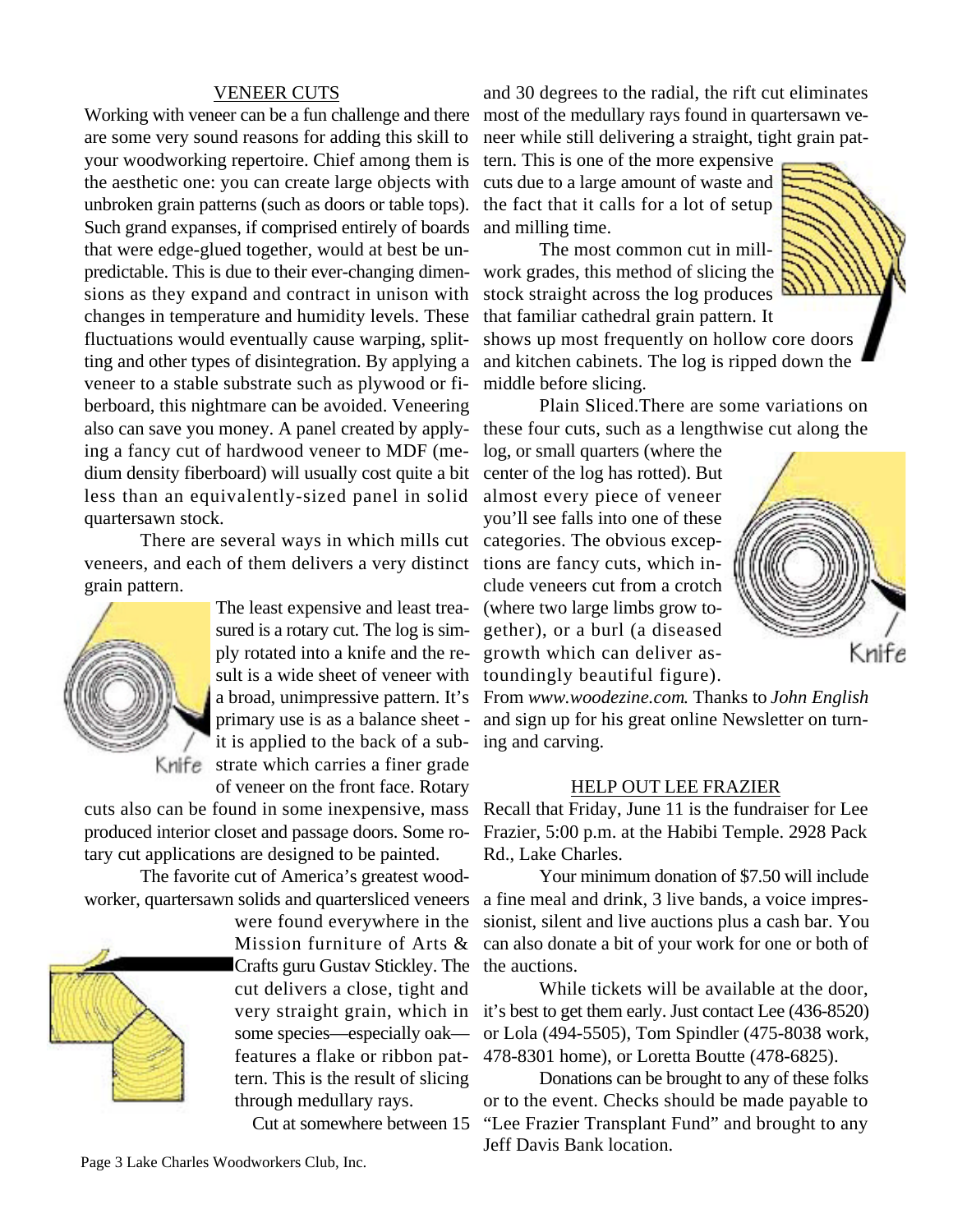## VENEER CUTS

Working with veneer can be a fun challenge and there are some very sound reasons for adding this skill to your woodworking repertoire. Chief among them is the aesthetic one: you can create large objects with unbroken grain patterns (such as doors or table tops). Such grand expanses, if comprised entirely of boards that were edge-glued together, would at best be unpredictable. This is due to their ever-changing dimensions as they expand and contract in unison with changes in temperature and humidity levels. These fluctuations would eventually cause warping, splitting and other types of disintegration. By applying a veneer to a stable substrate such as plywood or fiberboard, this nightmare can be avoided. Veneering also can save you money. A panel created by applying a fancy cut of hardwood veneer to MDF (medium density fiberboard) will usually cost quite a bit less than an equivalently-sized panel in solid quartersawn stock.

There are several ways in which mills cut veneers, and each of them delivers a very distinct grain pattern.

Knife

The least expensive and least treasured is a rotary cut. The log is simply rotated into a knife and the result is a wide sheet of veneer with a broad, unimpressive pattern. It's primary use is as a balance sheet - it is applied to the back of a substrate which carries a finer grade of veneer on the front face. Rotary cuts also can be found in some inexpensive, mass produced interior closet and passage doors. Some rotary cut applications are designed to be painted.

The favorite cut of America's greatest woodworker, quartersawn solids and quartersliced veneers were found everywhere in the Mission furniture of Arts & Crafts guru Gustav Stickley. The cut delivers a close, tight and very straight grain, which in some species—especially oak—features a flake or ribbon pattern. This is the result of slicing through medullary rays.

Cut at somewhere between 15 and 30 degrees to the radial, the rift cut eliminates most of the medullary rays found in quartersawn veneer while still delivering a straight, tight grain pattern. This is one of the more expensive cuts due to a large amount of waste and the fact that it calls for a lot of setup and milling time.

The most common cut in millwork grades, this method of slicing the stock straight across the log produces that familiar cathedral grain pattern. It shows up most frequently on hollow core doors and kitchen cabinets. The log is ripped down the middle before slicing.

Plain Sliced.There are some variations on these four cuts, such as a lengthwise cut along the log, or small quarters (where the center of the log has rotted). But almost every piece of veneer you'll see falls into one of these categories. The obvious exceptions are fancy cuts, which include veneers cut from a crotch (where two large limbs grow together), or a burl (a diseased growth which can deliver astoundingly beautiful figure).

Knife

From *www.woodezine.com.* Thanks to *John English* and sign up for his great online Newsletter on turning and carving.

## HELP OUT LEE FRAZIER

Recall that Friday, June 11 is the fundraiser for Lee Frazier, 5:00 p.m. at the Habibi Temple. 2928 Pack Rd., Lake Charles.

Your minimum donation of $7.50 will include a fine meal and drink, 3 live bands, a voice impressionist, silent and live auctions plus a cash bar. You can also donate a bit of your work for one or both of the auctions.

While tickets will be available at the door, it's best to get them early. Just contact Lee (436-8520) or Lola (494-5505), Tom Spindler (475-8038 work, 478-8301 home), or Loretta Boutte (478-6825).

Donations can be brought to any of these folks or to the event. Checks should be made payable to "Lee Frazier Transplant Fund" and brought to any Jeff Davis Bank location.